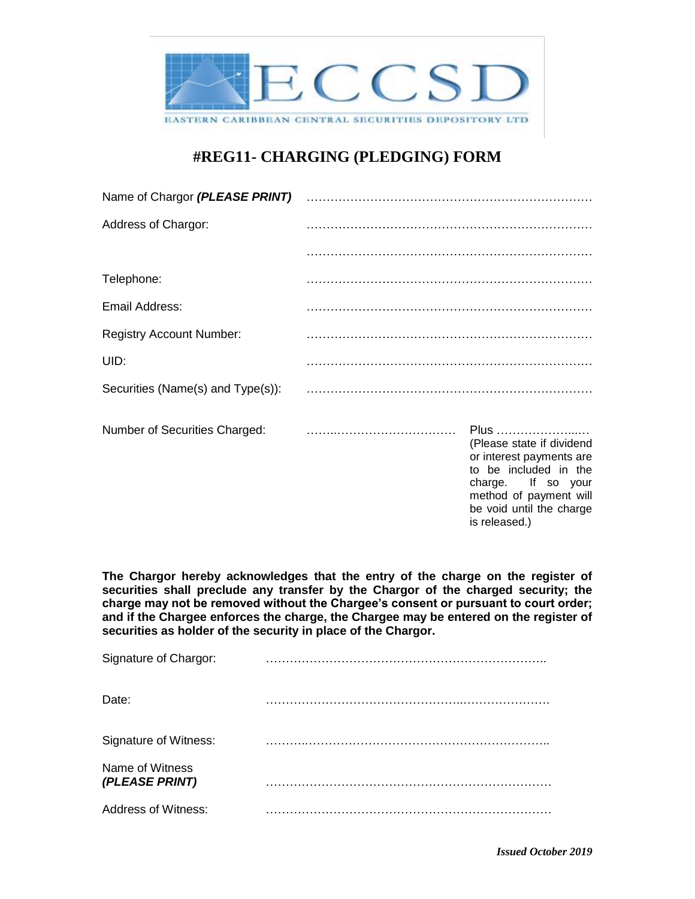ECCSD

EASTERN CARIBBEAN CENTRAL SECURITIES DEPOSITORY LTD

# #REG11- CHARGING (PLEDGING) FORM

Name of Chargor ***(PLEASE PRINT)*** ……………………………………………………………

Address of Chargor: ……………………………………………………………

……………………………………………………………

Telephone: ……………………………………………………………

Email Address: ……………………………………………………………

Registry Account Number: ……………………………………………………………

UID: ……………………………………………………………

Securities (Name(s) and Type(s)): ……………………………………………………………

Number of Securities Charged: …………………………………… Plus ……………………… (Please state if dividend or interest payments are to be included in the charge. If so your method of payment will be void until the charge is released.)

**The Chargor hereby acknowledges that the entry of the charge on the register of securities shall preclude any transfer by the Chargor of the charged security; the charge may not be removed without the Chargee's consent or pursuant to court order; and if the Chargee enforces the charge, the Chargee may be entered on the register of securities as holder of the security in place of the Chargor.**

Signature of Chargor: ……………………………………………………………

Date: ……………………………………………………………

Signature of Witness: ……………………………………………………………

Name of Witness ***(PLEASE PRINT)*** ……………………………………………………………

Address of Witness: ……………………………………………………………

***Issued October 2019***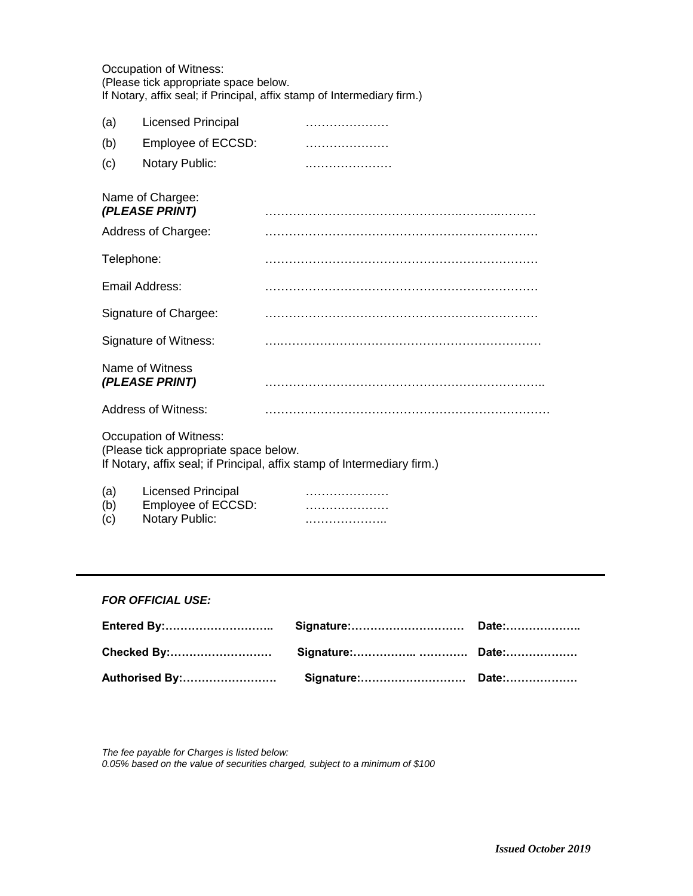Occupation of Witness:
(Please tick appropriate space below.
If Notary, affix seal; if Principal, affix stamp of Intermediary firm.)

| | | |
|---|---|---|
| (a) | Licensed Principal | ………………… |
| (b) | Employee of ECCSD: | ………………… |
| (c) | Notary Public: | ………………… |

| | |
|---|---|
| Name of Chargee: ***(PLEASE PRINT)*** | ………………………………………………………… |
| Address of Chargee: | ………………………………………………………… |
| Telephone: | ………………………………………………………… |
| Email Address: | ………………………………………………………… |
| Signature of Chargee: | ………………………………………………………… |
| Signature of Witness: | ………………………………………………………… |
| Name of Witness ***(PLEASE PRINT)*** | ………………………………………………………….. |
| Address of Witness: | …………………………………………………………… |

Occupation of Witness:
(Please tick appropriate space below.
If Notary, affix seal; if Principal, affix stamp of Intermediary firm.)

| | | |
|---|---|---|
| (a) | Licensed Principal | ………………… |
| (b) | Employee of ECCSD: | ………………… |
| (c) | Notary Public: | ……………….. |

---

***FOR OFFICIAL USE:***

| | | |
|---|---|---|
| **Entered By:………………………..** | **Signature:…………………………** | **Date:………………..** |
| **Checked By:………………………** | **Signature:…………….. ………….** | **Date:………………** |
| **Authorised By:…………………….** | **Signature:……………………….** | **Date:………………** |

*The fee payable for Charges is listed below:*
*0.05% based on the value of securities charged, subject to a minimum of $100*

***Issued October 2019***